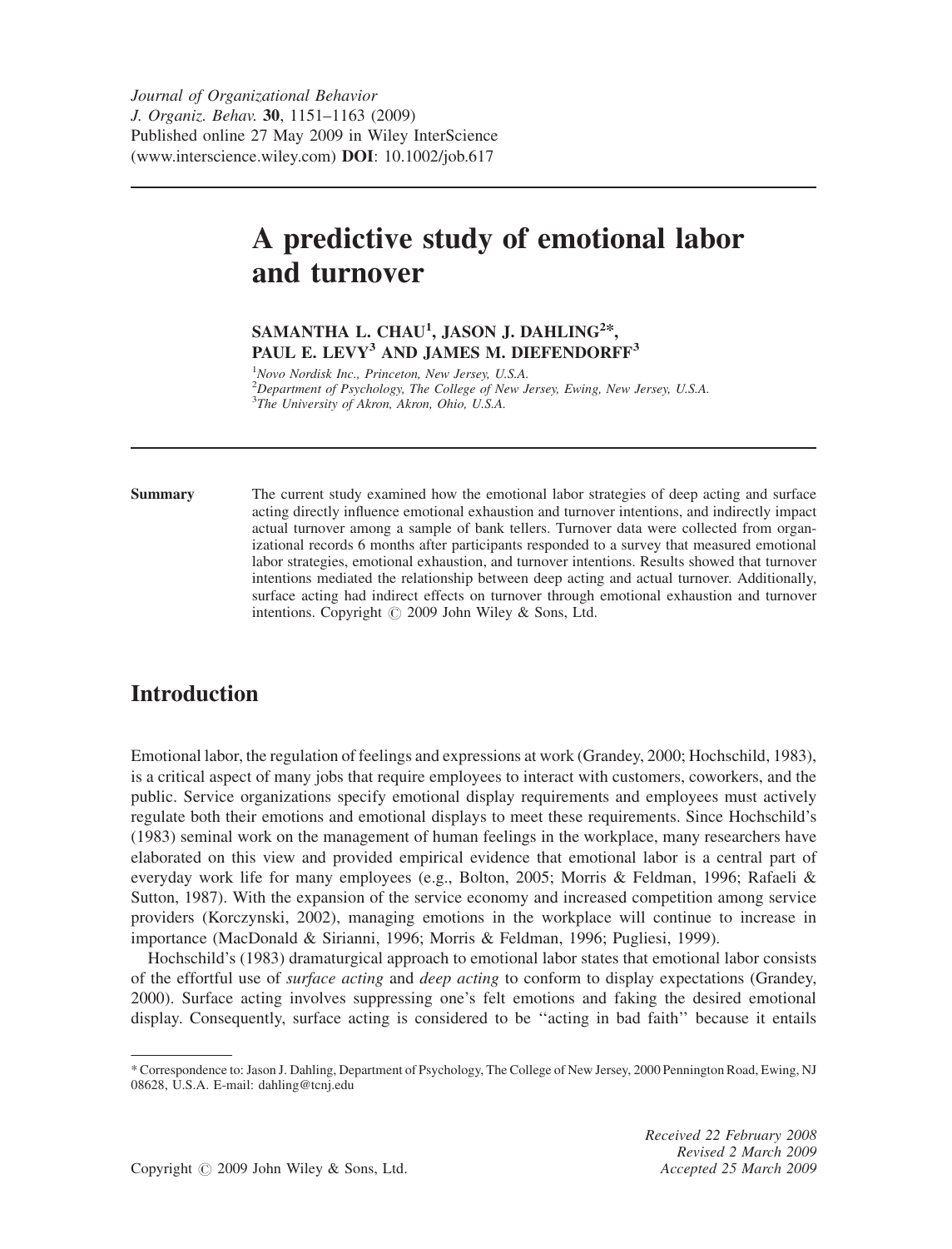Journal of Organizational Behavior
J. Organiz. Behav. 30, 1151–1163 (2009)
Published online 27 May 2009 in Wiley InterScience
(www.interscience.wiley.com) **DOI**: 10.1002/job.617

# A predictive study of emotional labor and turnover

**SAMANTHA L. CHAU[1], JASON J. DAHLING[2]*, PAUL E. LEVY[3] AND JAMES M. DIEFENDORFF[3]**

[1]Novo Nordisk Inc., Princeton, New Jersey, U.S.A.
[2]Department of Psychology, The College of New Jersey, Ewing, New Jersey, U.S.A.
[3]The University of Akron, Akron, Ohio, U.S.A.

**Summary** The current study examined how the emotional labor strategies of deep acting and surface acting directly influence emotional exhaustion and turnover intentions, and indirectly impact actual turnover among a sample of bank tellers. Turnover data were collected from organizational records 6 months after participants responded to a survey that measured emotional labor strategies, emotional exhaustion, and turnover intentions. Results showed that turnover intentions mediated the relationship between deep acting and actual turnover. Additionally, surface acting had indirect effects on turnover through emotional exhaustion and turnover intentions. Copyright © 2009 John Wiley & Sons, Ltd.

## Introduction

Emotional labor, the regulation of feelings and expressions at work (Grandey, 2000; Hochschild, 1983), is a critical aspect of many jobs that require employees to interact with customers, coworkers, and the public. Service organizations specify emotional display requirements and employees must actively regulate both their emotions and emotional displays to meet these requirements. Since Hochschild's (1983) seminal work on the management of human feelings in the workplace, many researchers have elaborated on this view and provided empirical evidence that emotional labor is a central part of everyday work life for many employees (e.g., Bolton, 2005; Morris & Feldman, 1996; Rafaeli & Sutton, 1987). With the expansion of the service economy and increased competition among service providers (Korczynski, 2002), managing emotions in the workplace will continue to increase in importance (MacDonald & Sirianni, 1996; Morris & Feldman, 1996; Pugliesi, 1999).

Hochschild's (1983) dramaturgical approach to emotional labor states that emotional labor consists of the effortful use of *surface acting* and *deep acting* to conform to display expectations (Grandey, 2000). Surface acting involves suppressing one's felt emotions and faking the desired emotional display. Consequently, surface acting is considered to be "acting in bad faith" because it entails

* Correspondence to: Jason J. Dahling, Department of Psychology, The College of New Jersey, 2000 Pennington Road, Ewing, NJ 08628, U.S.A. E-mail: dahling@tcnj.edu

Copyright © 2009 John Wiley & Sons, Ltd.

*Received 22 February 2008*
*Revised 2 March 2009*
*Accepted 25 March 2009*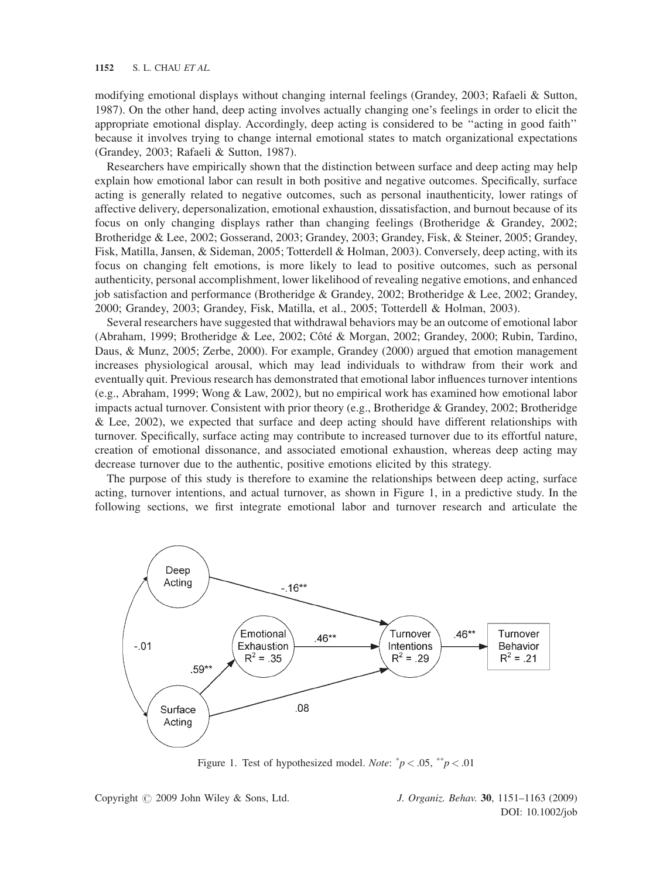modifying emotional displays without changing internal feelings (Grandey, 2003; Rafaeli & Sutton, 1987). On the other hand, deep acting involves actually changing one's feelings in order to elicit the appropriate emotional display. Accordingly, deep acting is considered to be ''acting in good faith'' because it involves trying to change internal emotional states to match organizational expectations (Grandey, 2003; Rafaeli & Sutton, 1987).

Researchers have empirically shown that the distinction between surface and deep acting may help explain how emotional labor can result in both positive and negative outcomes. Specifically, surface acting is generally related to negative outcomes, such as personal inauthenticity, lower ratings of affective delivery, depersonalization, emotional exhaustion, dissatisfaction, and burnout because of its focus on only changing displays rather than changing feelings (Brotheridge & Grandey, 2002; Brotheridge & Lee, 2002; Gosserand, 2003; Grandey, 2003; Grandey, Fisk, & Steiner, 2005; Grandey, Fisk, Matilla, Jansen, & Sideman, 2005; Totterdell & Holman, 2003). Conversely, deep acting, with its focus on changing felt emotions, is more likely to lead to positive outcomes, such as personal authenticity, personal accomplishment, lower likelihood of revealing negative emotions, and enhanced job satisfaction and performance (Brotheridge & Grandey, 2002; Brotheridge & Lee, 2002; Grandey, 2000; Grandey, 2003; Grandey, Fisk, Matilla, et al., 2005; Totterdell & Holman, 2003).

Several researchers have suggested that withdrawal behaviors may be an outcome of emotional labor (Abraham, 1999; Brotheridge & Lee, 2002; Côté & Morgan, 2002; Grandey, 2000; Rubin, Tardino, Daus, & Munz, 2005; Zerbe, 2000). For example, Grandey (2000) argued that emotion management increases physiological arousal, which may lead individuals to withdraw from their work and eventually quit. Previous research has demonstrated that emotional labor influences turnover intentions (e.g., Abraham, 1999; Wong & Law, 2002), but no empirical work has examined how emotional labor impacts actual turnover. Consistent with prior theory (e.g., Brotheridge & Grandey, 2002; Brotheridge & Lee, 2002), we expected that surface and deep acting should have different relationships with turnover. Specifically, surface acting may contribute to increased turnover due to its effortful nature, creation of emotional dissonance, and associated emotional exhaustion, whereas deep acting may decrease turnover due to the authentic, positive emotions elicited by this strategy.

The purpose of this study is therefore to examine the relationships between deep acting, surface acting, turnover intentions, and actual turnover, as shown in Figure 1, in a predictive study. In the following sections, we first integrate emotional labor and turnover research and articulate the

Figure 1. Test of hypothesized model. *Note*: $^{*}p < .05$, $^{**}p < .01$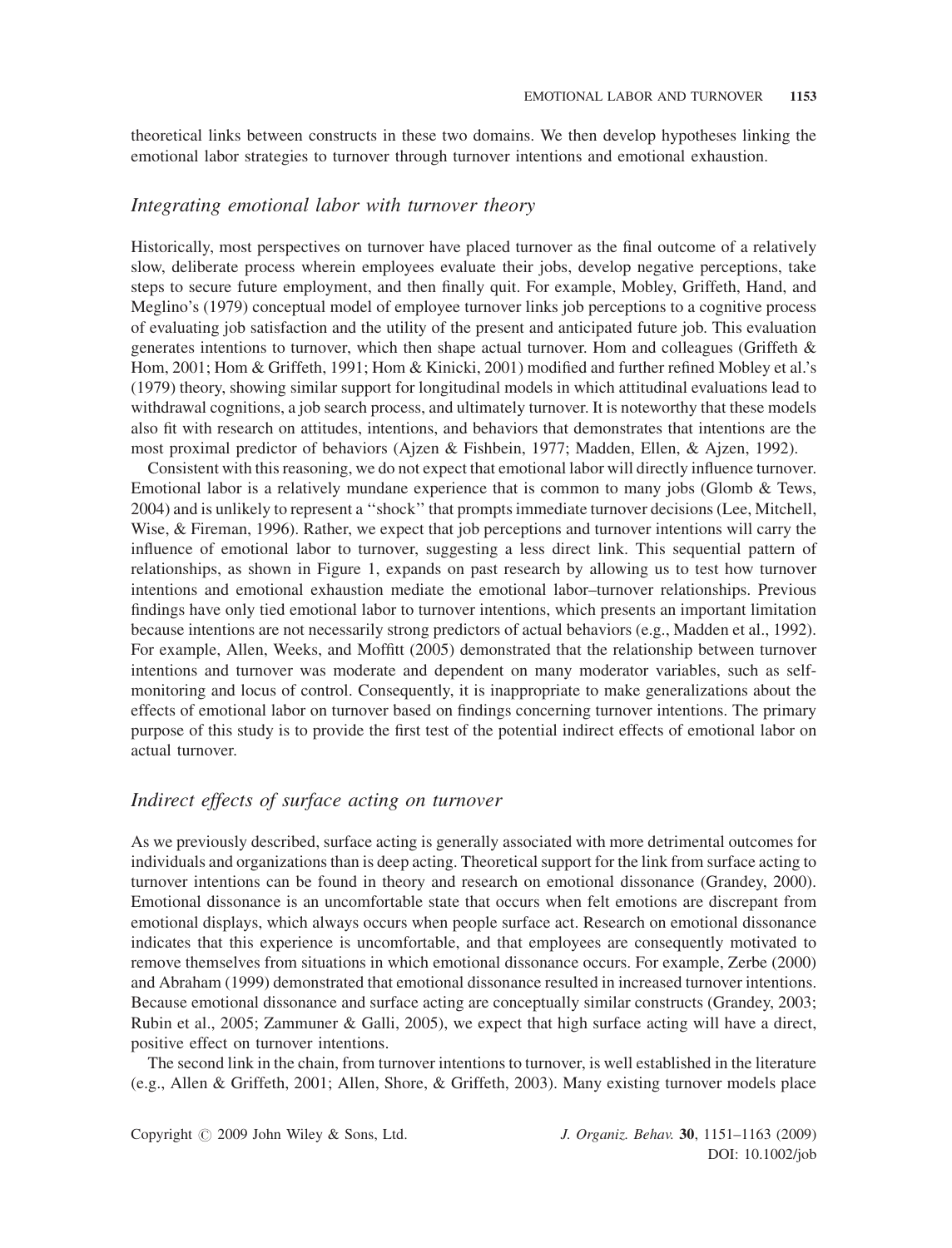theoretical links between constructs in these two domains. We then develop hypotheses linking the emotional labor strategies to turnover through turnover intentions and emotional exhaustion.

## *Integrating emotional labor with turnover theory*

Historically, most perspectives on turnover have placed turnover as the final outcome of a relatively slow, deliberate process wherein employees evaluate their jobs, develop negative perceptions, take steps to secure future employment, and then finally quit. For example, Mobley, Griffeth, Hand, and Meglino's (1979) conceptual model of employee turnover links job perceptions to a cognitive process of evaluating job satisfaction and the utility of the present and anticipated future job. This evaluation generates intentions to turnover, which then shape actual turnover. Hom and colleagues (Griffeth & Hom, 2001; Hom & Griffeth, 1991; Hom & Kinicki, 2001) modified and further refined Mobley et al.'s (1979) theory, showing similar support for longitudinal models in which attitudinal evaluations lead to withdrawal cognitions, a job search process, and ultimately turnover. It is noteworthy that these models also fit with research on attitudes, intentions, and behaviors that demonstrates that intentions are the most proximal predictor of behaviors (Ajzen & Fishbein, 1977; Madden, Ellen, & Ajzen, 1992).

Consistent with this reasoning, we do not expect that emotional labor will directly influence turnover. Emotional labor is a relatively mundane experience that is common to many jobs (Glomb & Tews, 2004) and is unlikely to represent a "shock" that prompts immediate turnover decisions (Lee, Mitchell, Wise, & Fireman, 1996). Rather, we expect that job perceptions and turnover intentions will carry the influence of emotional labor to turnover, suggesting a less direct link. This sequential pattern of relationships, as shown in Figure 1, expands on past research by allowing us to test how turnover intentions and emotional exhaustion mediate the emotional labor–turnover relationships. Previous findings have only tied emotional labor to turnover intentions, which presents an important limitation because intentions are not necessarily strong predictors of actual behaviors (e.g., Madden et al., 1992). For example, Allen, Weeks, and Moffitt (2005) demonstrated that the relationship between turnover intentions and turnover was moderate and dependent on many moderator variables, such as self-monitoring and locus of control. Consequently, it is inappropriate to make generalizations about the effects of emotional labor on turnover based on findings concerning turnover intentions. The primary purpose of this study is to provide the first test of the potential indirect effects of emotional labor on actual turnover.

## *Indirect effects of surface acting on turnover*

As we previously described, surface acting is generally associated with more detrimental outcomes for individuals and organizations than is deep acting. Theoretical support for the link from surface acting to turnover intentions can be found in theory and research on emotional dissonance (Grandey, 2000). Emotional dissonance is an uncomfortable state that occurs when felt emotions are discrepant from emotional displays, which always occurs when people surface act. Research on emotional dissonance indicates that this experience is uncomfortable, and that employees are consequently motivated to remove themselves from situations in which emotional dissonance occurs. For example, Zerbe (2000) and Abraham (1999) demonstrated that emotional dissonance resulted in increased turnover intentions. Because emotional dissonance and surface acting are conceptually similar constructs (Grandey, 2003; Rubin et al., 2005; Zammuner & Galli, 2005), we expect that high surface acting will have a direct, positive effect on turnover intentions.

The second link in the chain, from turnover intentions to turnover, is well established in the literature (e.g., Allen & Griffeth, 2001; Allen, Shore, & Griffeth, 2003). Many existing turnover models place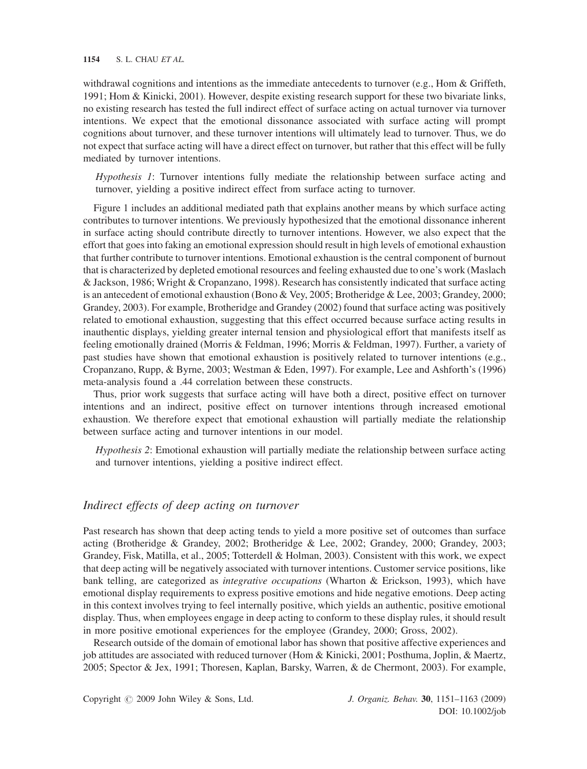withdrawal cognitions and intentions as the immediate antecedents to turnover (e.g., Hom & Griffeth, 1991; Hom & Kinicki, 2001). However, despite existing research support for these two bivariate links, no existing research has tested the full indirect effect of surface acting on actual turnover via turnover intentions. We expect that the emotional dissonance associated with surface acting will prompt cognitions about turnover, and these turnover intentions will ultimately lead to turnover. Thus, we do not expect that surface acting will have a direct effect on turnover, but rather that this effect will be fully mediated by turnover intentions.

> *Hypothesis 1*: Turnover intentions fully mediate the relationship between surface acting and turnover, yielding a positive indirect effect from surface acting to turnover.

Figure 1 includes an additional mediated path that explains another means by which surface acting contributes to turnover intentions. We previously hypothesized that the emotional dissonance inherent in surface acting should contribute directly to turnover intentions. However, we also expect that the effort that goes into faking an emotional expression should result in high levels of emotional exhaustion that further contribute to turnover intentions. Emotional exhaustion is the central component of burnout that is characterized by depleted emotional resources and feeling exhausted due to one's work (Maslach & Jackson, 1986; Wright & Cropanzano, 1998). Research has consistently indicated that surface acting is an antecedent of emotional exhaustion (Bono & Vey, 2005; Brotheridge & Lee, 2003; Grandey, 2000; Grandey, 2003). For example, Brotheridge and Grandey (2002) found that surface acting was positively related to emotional exhaustion, suggesting that this effect occurred because surface acting results in inauthentic displays, yielding greater internal tension and physiological effort that manifests itself as feeling emotionally drained (Morris & Feldman, 1996; Morris & Feldman, 1997). Further, a variety of past studies have shown that emotional exhaustion is positively related to turnover intentions (e.g., Cropanzano, Rupp, & Byrne, 2003; Westman & Eden, 1997). For example, Lee and Ashforth's (1996) meta-analysis found a .44 correlation between these constructs.

Thus, prior work suggests that surface acting will have both a direct, positive effect on turnover intentions and an indirect, positive effect on turnover intentions through increased emotional exhaustion. We therefore expect that emotional exhaustion will partially mediate the relationship between surface acting and turnover intentions in our model.

> *Hypothesis 2*: Emotional exhaustion will partially mediate the relationship between surface acting and turnover intentions, yielding a positive indirect effect.

## *Indirect effects of deep acting on turnover*

Past research has shown that deep acting tends to yield a more positive set of outcomes than surface acting (Brotheridge & Grandey, 2002; Brotheridge & Lee, 2002; Grandey, 2000; Grandey, 2003; Grandey, Fisk, Matilla, et al., 2005; Totterdell & Holman, 2003). Consistent with this work, we expect that deep acting will be negatively associated with turnover intentions. Customer service positions, like bank telling, are categorized as *integrative occupations* (Wharton & Erickson, 1993), which have emotional display requirements to express positive emotions and hide negative emotions. Deep acting in this context involves trying to feel internally positive, which yields an authentic, positive emotional display. Thus, when employees engage in deep acting to conform to these display rules, it should result in more positive emotional experiences for the employee (Grandey, 2000; Gross, 2002).

Research outside of the domain of emotional labor has shown that positive affective experiences and job attitudes are associated with reduced turnover (Hom & Kinicki, 2001; Posthuma, Joplin, & Maertz, 2005; Spector & Jex, 1991; Thoresen, Kaplan, Barsky, Warren, & de Chermont, 2003). For example,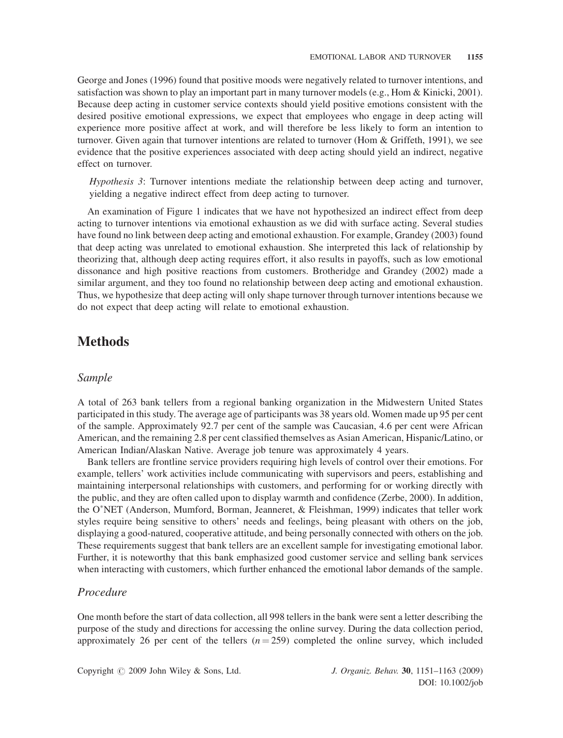George and Jones (1996) found that positive moods were negatively related to turnover intentions, and satisfaction was shown to play an important part in many turnover models (e.g., Hom & Kinicki, 2001). Because deep acting in customer service contexts should yield positive emotions consistent with the desired positive emotional expressions, we expect that employees who engage in deep acting will experience more positive affect at work, and will therefore be less likely to form an intention to turnover. Given again that turnover intentions are related to turnover (Hom & Griffeth, 1991), we see evidence that the positive experiences associated with deep acting should yield an indirect, negative effect on turnover.

> *Hypothesis 3*: Turnover intentions mediate the relationship between deep acting and turnover, yielding a negative indirect effect from deep acting to turnover.

An examination of Figure 1 indicates that we have not hypothesized an indirect effect from deep acting to turnover intentions via emotional exhaustion as we did with surface acting. Several studies have found no link between deep acting and emotional exhaustion. For example, Grandey (2003) found that deep acting was unrelated to emotional exhaustion. She interpreted this lack of relationship by theorizing that, although deep acting requires effort, it also results in payoffs, such as low emotional dissonance and high positive reactions from customers. Brotheridge and Grandey (2002) made a similar argument, and they too found no relationship between deep acting and emotional exhaustion. Thus, we hypothesize that deep acting will only shape turnover through turnover intentions because we do not expect that deep acting will relate to emotional exhaustion.

# Methods

## *Sample*

A total of 263 bank tellers from a regional banking organization in the Midwestern United States participated in this study. The average age of participants was 38 years old. Women made up 95 per cent of the sample. Approximately 92.7 per cent of the sample was Caucasian, 4.6 per cent were African American, and the remaining 2.8 per cent classified themselves as Asian American, Hispanic/Latino, or American Indian/Alaskan Native. Average job tenure was approximately 4 years.

Bank tellers are frontline service providers requiring high levels of control over their emotions. For example, tellers' work activities include communicating with supervisors and peers, establishing and maintaining interpersonal relationships with customers, and performing for or working directly with the public, and they are often called upon to display warmth and confidence (Zerbe, 2000). In addition, the O*NET (Anderson, Mumford, Borman, Jeanneret, & Fleishman, 1999) indicates that teller work styles require being sensitive to others' needs and feelings, being pleasant with others on the job, displaying a good-natured, cooperative attitude, and being personally connected with others on the job. These requirements suggest that bank tellers are an excellent sample for investigating emotional labor. Further, it is noteworthy that this bank emphasized good customer service and selling bank services when interacting with customers, which further enhanced the emotional labor demands of the sample.

## *Procedure*

One month before the start of data collection, all 998 tellers in the bank were sent a letter describing the purpose of the study and directions for accessing the online survey. During the data collection period, approximately 26 per cent of the tellers ($n = 259$) completed the online survey, which included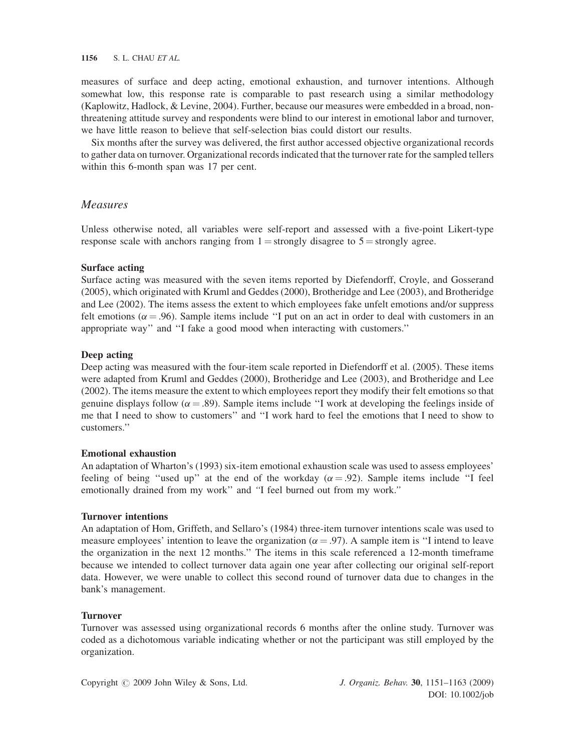measures of surface and deep acting, emotional exhaustion, and turnover intentions. Although somewhat low, this response rate is comparable to past research using a similar methodology (Kaplowitz, Hadlock, & Levine, 2004). Further, because our measures were embedded in a broad, non-threatening attitude survey and respondents were blind to our interest in emotional labor and turnover, we have little reason to believe that self-selection bias could distort our results.

Six months after the survey was delivered, the first author accessed objective organizational records to gather data on turnover. Organizational records indicated that the turnover rate for the sampled tellers within this 6-month span was 17 per cent.

## *Measures*

Unless otherwise noted, all variables were self-report and assessed with a five-point Likert-type response scale with anchors ranging from 1 = strongly disagree to 5 = strongly agree.

### Surface acting

Surface acting was measured with the seven items reported by Diefendorff, Croyle, and Gosserand (2005), which originated with Kruml and Geddes (2000), Brotheridge and Lee (2003), and Brotheridge and Lee (2002). The items assess the extent to which employees fake unfelt emotions and/or suppress felt emotions ($\alpha = .96$). Sample items include ''I put on an act in order to deal with customers in an appropriate way'' and ''I fake a good mood when interacting with customers.''

### Deep acting

Deep acting was measured with the four-item scale reported in Diefendorff et al. (2005). These items were adapted from Kruml and Geddes (2000), Brotheridge and Lee (2003), and Brotheridge and Lee (2002). The items measure the extent to which employees report they modify their felt emotions so that genuine displays follow ($\alpha = .89$). Sample items include ''I work at developing the feelings inside of me that I need to show to customers'' and ''I work hard to feel the emotions that I need to show to customers.''

### Emotional exhaustion

An adaptation of Wharton's (1993) six-item emotional exhaustion scale was used to assess employees' feeling of being ''used up'' at the end of the workday ($\alpha = .92$). Sample items include ''I feel emotionally drained from my work'' and ''I feel burned out from my work.''

### Turnover intentions

An adaptation of Hom, Griffeth, and Sellaro's (1984) three-item turnover intentions scale was used to measure employees' intention to leave the organization ($\alpha = .97$). A sample item is ''I intend to leave the organization in the next 12 months.'' The items in this scale referenced a 12-month timeframe because we intended to collect turnover data again one year after collecting our original self-report data. However, we were unable to collect this second round of turnover data due to changes in the bank's management.

### Turnover

Turnover was assessed using organizational records 6 months after the online study. Turnover was coded as a dichotomous variable indicating whether or not the participant was still employed by the organization.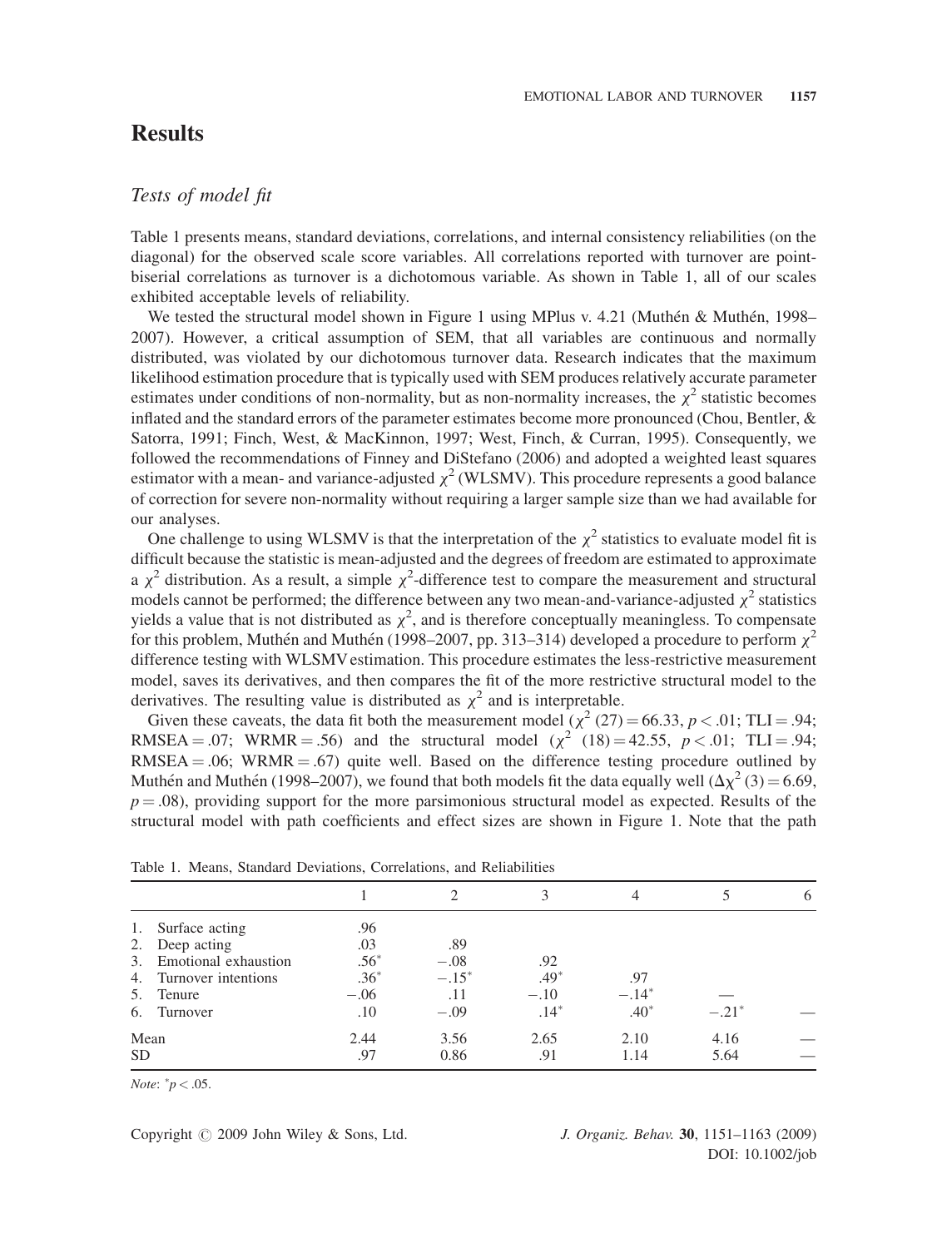# Results

## Tests of model fit

Table 1 presents means, standard deviations, correlations, and internal consistency reliabilities (on the diagonal) for the observed scale score variables. All correlations reported with turnover are point-biserial correlations as turnover is a dichotomous variable. As shown in Table 1, all of our scales exhibited acceptable levels of reliability.

We tested the structural model shown in Figure 1 using MPlus v. 4.21 (Muthén & Muthén, 1998–2007). However, a critical assumption of SEM, that all variables are continuous and normally distributed, was violated by our dichotomous turnover data. Research indicates that the maximum likelihood estimation procedure that is typically used with SEM produces relatively accurate parameter estimates under conditions of non-normality, but as non-normality increases, the $\chi^2$ statistic becomes inflated and the standard errors of the parameter estimates become more pronounced (Chou, Bentler, & Satorra, 1991; Finch, West, & MacKinnon, 1997; West, Finch, & Curran, 1995). Consequently, we followed the recommendations of Finney and DiStefano (2006) and adopted a weighted least squares estimator with a mean- and variance-adjusted $\chi^2$ (WLSMV). This procedure represents a good balance of correction for severe non-normality without requiring a larger sample size than we had available for our analyses.

One challenge to using WLSMV is that the interpretation of the $\chi^2$ statistics to evaluate model fit is difficult because the statistic is mean-adjusted and the degrees of freedom are estimated to approximate a $\chi^2$ distribution. As a result, a simple $\chi^2$-difference test to compare the measurement and structural models cannot be performed; the difference between any two mean-and-variance-adjusted $\chi^2$ statistics yields a value that is not distributed as $\chi^2$, and is therefore conceptually meaningless. To compensate for this problem, Muthén and Muthén (1998–2007, pp. 313–314) developed a procedure to perform $\chi^2$ difference testing with WLSMV estimation. This procedure estimates the less-restrictive measurement model, saves its derivatives, and then compares the fit of the more restrictive structural model to the derivatives. The resulting value is distributed as $\chi^2$ and is interpretable.

Given these caveats, the data fit both the measurement model ($\chi^2$ (27) = 66.33, $p < .01$; TLI = .94; RMSEA = .07; WRMR = .56) and the structural model ($\chi^2$ (18) = 42.55, $p < .01$; TLI = .94; RMSEA = .06; WRMR = .67) quite well. Based on the difference testing procedure outlined by Muthén and Muthén (1998–2007), we found that both models fit the data equally well ($\Delta\chi^2$ (3) = 6.69, $p = .08$), providing support for the more parsimonious structural model as expected. Results of the structural model with path coefficients and effect sizes are shown in Figure 1. Note that the path

Table 1. Means, Standard Deviations, Correlations, and Reliabilities

| | 1 | 2 | 3 | 4 | 5 | 6 |
|---|---|---|---|---|---|---|
| 1. Surface acting | .96 | | | | | |
| 2. Deep acting | .03 | .89 | | | | |
| 3. Emotional exhaustion | .56* | −.08 | .92 | | | |
| 4. Turnover intentions | .36* | −.15* | .49* | .97 | | |
| 5. Tenure | −.06 | .11 | −.10 | −.14* | — | |
| 6. Turnover | .10 | −.09 | .14* | .40* | −.21* | — |
| Mean | 2.44 | 3.56 | 2.65 | 2.10 | 4.16 | — |
| SD | .97 | 0.86 | .91 | 1.14 | 5.64 | — |

*Note*: *$p < .05$.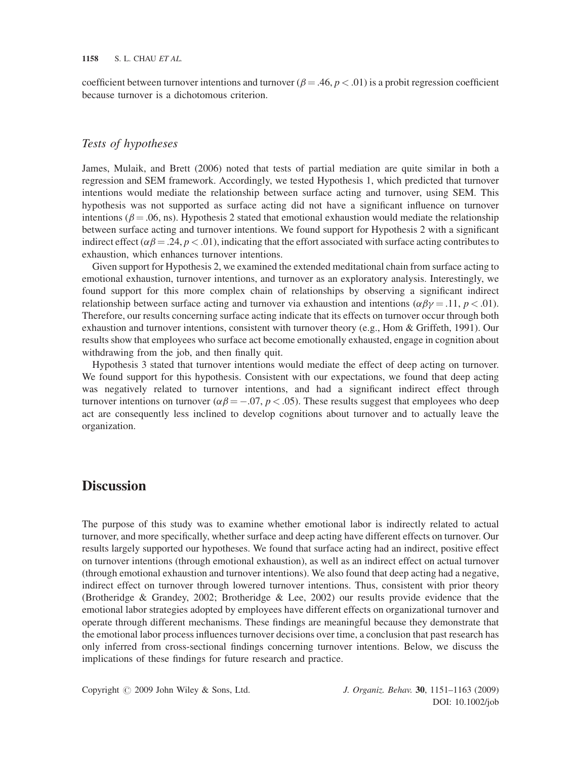coefficient between turnover intentions and turnover ($\beta = .46$, $p < .01$) is a probit regression coefficient because turnover is a dichotomous criterion.

### *Tests of hypotheses*

James, Mulaik, and Brett (2006) noted that tests of partial mediation are quite similar in both a regression and SEM framework. Accordingly, we tested Hypothesis 1, which predicted that turnover intentions would mediate the relationship between surface acting and turnover, using SEM. This hypothesis was not supported as surface acting did not have a significant influence on turnover intentions ($\beta = .06$, ns). Hypothesis 2 stated that emotional exhaustion would mediate the relationship between surface acting and turnover intentions. We found support for Hypothesis 2 with a significant indirect effect ($\alpha\beta = .24$, $p < .01$), indicating that the effort associated with surface acting contributes to exhaustion, which enhances turnover intentions.

Given support for Hypothesis 2, we examined the extended meditational chain from surface acting to emotional exhaustion, turnover intentions, and turnover as an exploratory analysis. Interestingly, we found support for this more complex chain of relationships by observing a significant indirect relationship between surface acting and turnover via exhaustion and intentions ($\alpha\beta\gamma = .11$, $p < .01$). Therefore, our results concerning surface acting indicate that its effects on turnover occur through both exhaustion and turnover intentions, consistent with turnover theory (e.g., Hom & Griffeth, 1991). Our results show that employees who surface act become emotionally exhausted, engage in cognition about withdrawing from the job, and then finally quit.

Hypothesis 3 stated that turnover intentions would mediate the effect of deep acting on turnover. We found support for this hypothesis. Consistent with our expectations, we found that deep acting was negatively related to turnover intentions, and had a significant indirect effect through turnover intentions on turnover ($\alpha\beta = -.07$, $p < .05$). These results suggest that employees who deep act are consequently less inclined to develop cognitions about turnover and to actually leave the organization.

## Discussion

The purpose of this study was to examine whether emotional labor is indirectly related to actual turnover, and more specifically, whether surface and deep acting have different effects on turnover. Our results largely supported our hypotheses. We found that surface acting had an indirect, positive effect on turnover intentions (through emotional exhaustion), as well as an indirect effect on actual turnover (through emotional exhaustion and turnover intentions). We also found that deep acting had a negative, indirect effect on turnover through lowered turnover intentions. Thus, consistent with prior theory (Brotheridge & Grandey, 2002; Brotheridge & Lee, 2002) our results provide evidence that the emotional labor strategies adopted by employees have different effects on organizational turnover and operate through different mechanisms. These findings are meaningful because they demonstrate that the emotional labor process influences turnover decisions over time, a conclusion that past research has only inferred from cross-sectional findings concerning turnover intentions. Below, we discuss the implications of these findings for future research and practice.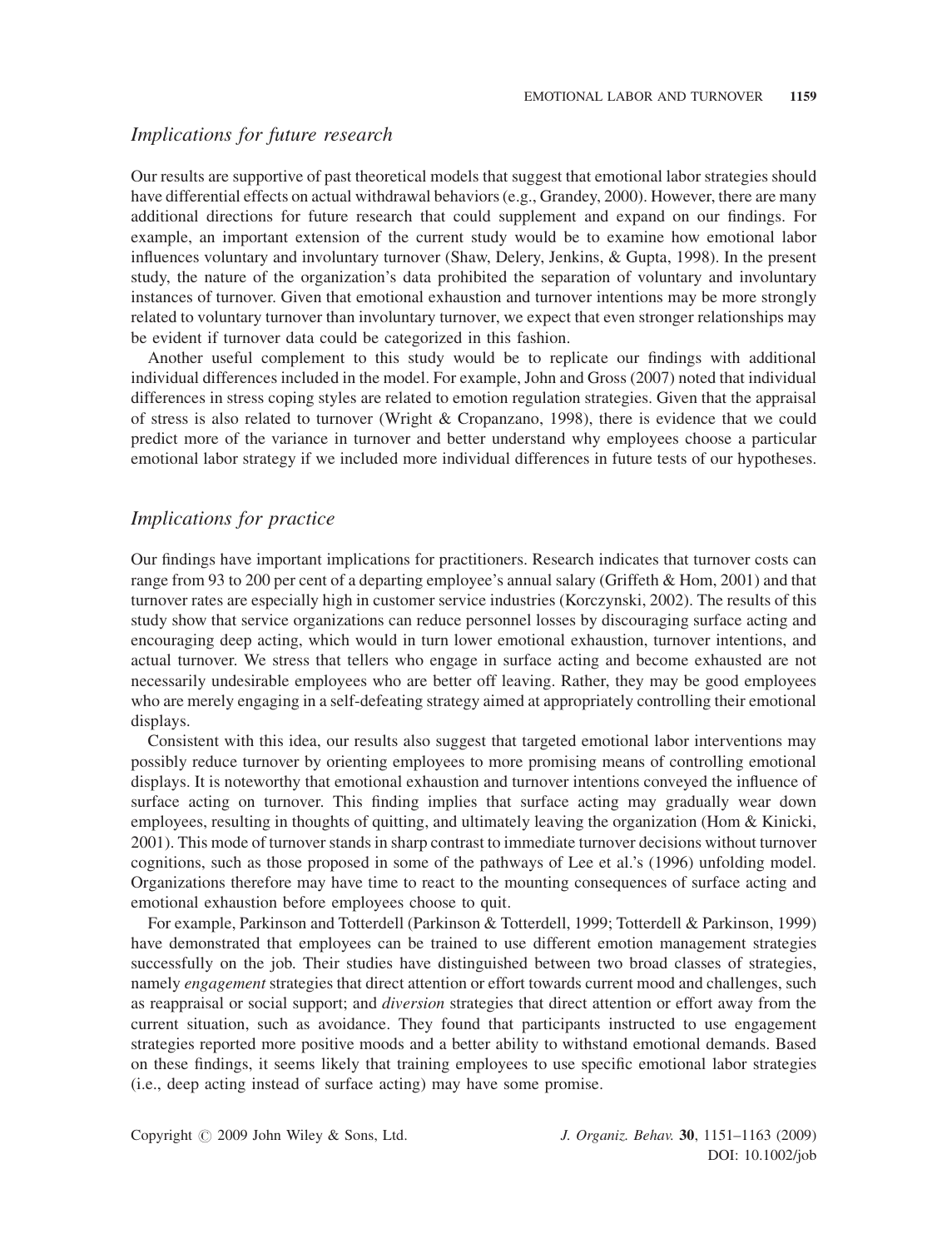## *Implications for future research*

Our results are supportive of past theoretical models that suggest that emotional labor strategies should have differential effects on actual withdrawal behaviors (e.g., Grandey, 2000). However, there are many additional directions for future research that could supplement and expand on our findings. For example, an important extension of the current study would be to examine how emotional labor influences voluntary and involuntary turnover (Shaw, Delery, Jenkins, & Gupta, 1998). In the present study, the nature of the organization's data prohibited the separation of voluntary and involuntary instances of turnover. Given that emotional exhaustion and turnover intentions may be more strongly related to voluntary turnover than involuntary turnover, we expect that even stronger relationships may be evident if turnover data could be categorized in this fashion.

Another useful complement to this study would be to replicate our findings with additional individual differences included in the model. For example, John and Gross (2007) noted that individual differences in stress coping styles are related to emotion regulation strategies. Given that the appraisal of stress is also related to turnover (Wright & Cropanzano, 1998), there is evidence that we could predict more of the variance in turnover and better understand why employees choose a particular emotional labor strategy if we included more individual differences in future tests of our hypotheses.

## *Implications for practice*

Our findings have important implications for practitioners. Research indicates that turnover costs can range from 93 to 200 per cent of a departing employee's annual salary (Griffeth & Hom, 2001) and that turnover rates are especially high in customer service industries (Korczynski, 2002). The results of this study show that service organizations can reduce personnel losses by discouraging surface acting and encouraging deep acting, which would in turn lower emotional exhaustion, turnover intentions, and actual turnover. We stress that tellers who engage in surface acting and become exhausted are not necessarily undesirable employees who are better off leaving. Rather, they may be good employees who are merely engaging in a self-defeating strategy aimed at appropriately controlling their emotional displays.

Consistent with this idea, our results also suggest that targeted emotional labor interventions may possibly reduce turnover by orienting employees to more promising means of controlling emotional displays. It is noteworthy that emotional exhaustion and turnover intentions conveyed the influence of surface acting on turnover. This finding implies that surface acting may gradually wear down employees, resulting in thoughts of quitting, and ultimately leaving the organization (Hom & Kinicki, 2001). This mode of turnover stands in sharp contrast to immediate turnover decisions without turnover cognitions, such as those proposed in some of the pathways of Lee et al.'s (1996) unfolding model. Organizations therefore may have time to react to the mounting consequences of surface acting and emotional exhaustion before employees choose to quit.

For example, Parkinson and Totterdell (Parkinson & Totterdell, 1999; Totterdell & Parkinson, 1999) have demonstrated that employees can be trained to use different emotion management strategies successfully on the job. Their studies have distinguished between two broad classes of strategies, namely *engagement* strategies that direct attention or effort towards current mood and challenges, such as reappraisal or social support; and *diversion* strategies that direct attention or effort away from the current situation, such as avoidance. They found that participants instructed to use engagement strategies reported more positive moods and a better ability to withstand emotional demands. Based on these findings, it seems likely that training employees to use specific emotional labor strategies (i.e., deep acting instead of surface acting) may have some promise.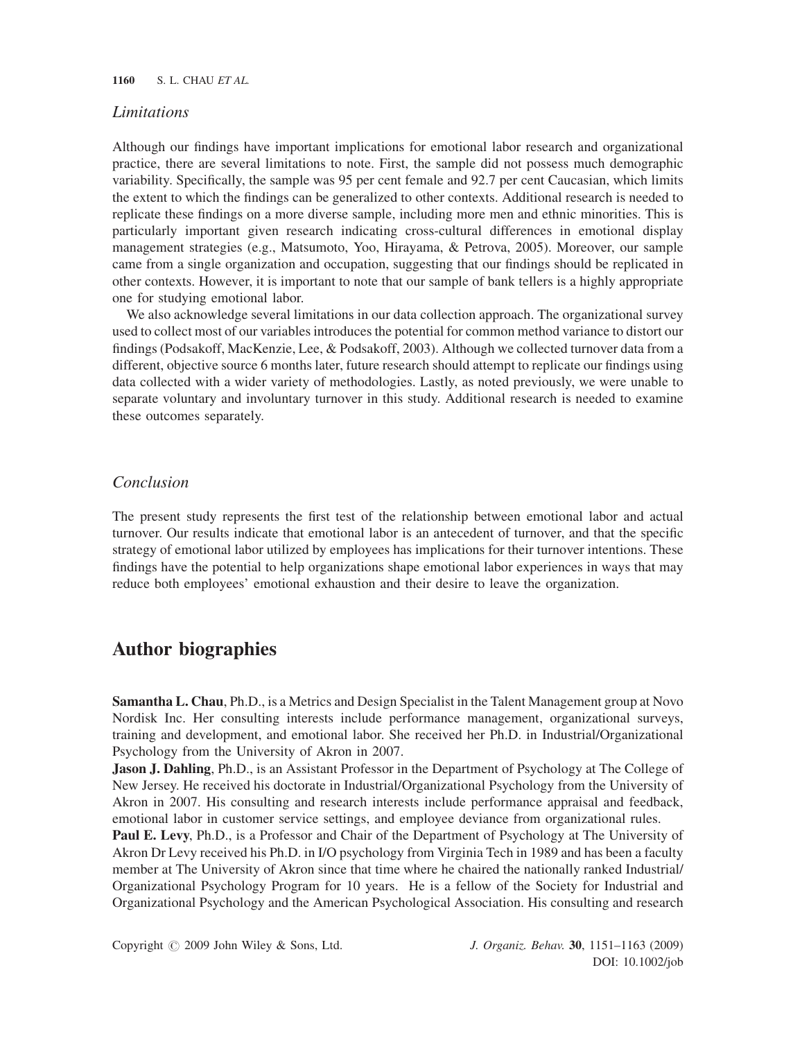### *Limitations*

Although our findings have important implications for emotional labor research and organizational practice, there are several limitations to note. First, the sample did not possess much demographic variability. Specifically, the sample was 95 per cent female and 92.7 per cent Caucasian, which limits the extent to which the findings can be generalized to other contexts. Additional research is needed to replicate these findings on a more diverse sample, including more men and ethnic minorities. This is particularly important given research indicating cross-cultural differences in emotional display management strategies (e.g., Matsumoto, Yoo, Hirayama, & Petrova, 2005). Moreover, our sample came from a single organization and occupation, suggesting that our findings should be replicated in other contexts. However, it is important to note that our sample of bank tellers is a highly appropriate one for studying emotional labor.

We also acknowledge several limitations in our data collection approach. The organizational survey used to collect most of our variables introduces the potential for common method variance to distort our findings (Podsakoff, MacKenzie, Lee, & Podsakoff, 2003). Although we collected turnover data from a different, objective source 6 months later, future research should attempt to replicate our findings using data collected with a wider variety of methodologies. Lastly, as noted previously, we were unable to separate voluntary and involuntary turnover in this study. Additional research is needed to examine these outcomes separately.

### *Conclusion*

The present study represents the first test of the relationship between emotional labor and actual turnover. Our results indicate that emotional labor is an antecedent of turnover, and that the specific strategy of emotional labor utilized by employees has implications for their turnover intentions. These findings have the potential to help organizations shape emotional labor experiences in ways that may reduce both employees' emotional exhaustion and their desire to leave the organization.

## Author biographies

**Samantha L. Chau**, Ph.D., is a Metrics and Design Specialist in the Talent Management group at Novo Nordisk Inc. Her consulting interests include performance management, organizational surveys, training and development, and emotional labor. She received her Ph.D. in Industrial/Organizational Psychology from the University of Akron in 2007.

**Jason J. Dahling**, Ph.D., is an Assistant Professor in the Department of Psychology at The College of New Jersey. He received his doctorate in Industrial/Organizational Psychology from the University of Akron in 2007. His consulting and research interests include performance appraisal and feedback, emotional labor in customer service settings, and employee deviance from organizational rules.

**Paul E. Levy**, Ph.D., is a Professor and Chair of the Department of Psychology at The University of Akron Dr Levy received his Ph.D. in I/O psychology from Virginia Tech in 1989 and has been a faculty member at The University of Akron since that time where he chaired the nationally ranked Industrial/Organizational Psychology Program for 10 years. He is a fellow of the Society for Industrial and Organizational Psychology and the American Psychological Association. His consulting and research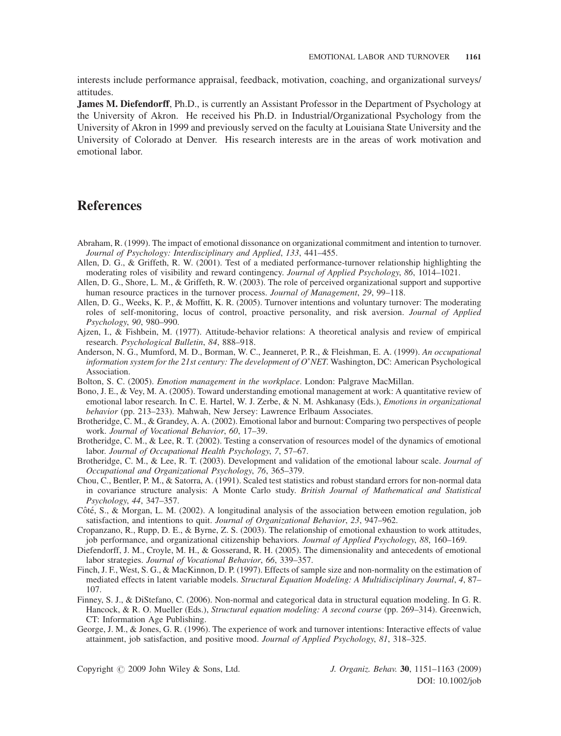interests include performance appraisal, feedback, motivation, coaching, and organizational surveys/attitudes.

**James M. Diefendorff**, Ph.D., is currently an Assistant Professor in the Department of Psychology at the University of Akron. He received his Ph.D. in Industrial/Organizational Psychology from the University of Akron in 1999 and previously served on the faculty at Louisiana State University and the University of Colorado at Denver. His research interests are in the areas of work motivation and emotional labor.

# References

Abraham, R. (1999). The impact of emotional dissonance on organizational commitment and intention to turnover. *Journal of Psychology: Interdisciplinary and Applied*, *133*, 441–455.

Allen, D. G., & Griffeth, R. W. (2001). Test of a mediated performance-turnover relationship highlighting the moderating roles of visibility and reward contingency. *Journal of Applied Psychology*, *86*, 1014–1021.

Allen, D. G., Shore, L. M., & Griffeth, R. W. (2003). The role of perceived organizational support and supportive human resource practices in the turnover process. *Journal of Management*, *29*, 99–118.

Allen, D. G., Weeks, K. P., & Moffitt, K. R. (2005). Turnover intentions and voluntary turnover: The moderating roles of self-monitoring, locus of control, proactive personality, and risk aversion. *Journal of Applied Psychology*, *90*, 980–990.

Ajzen, I., & Fishbein, M. (1977). Attitude-behavior relations: A theoretical analysis and review of empirical research. *Psychological Bulletin*, *84*, 888–918.

Anderson, N. G., Mumford, M. D., Borman, W. C., Jeanneret, P. R., & Fleishman, E. A. (1999). *An occupational information system for the 21st century: The development of O*NET*. Washington, DC: American Psychological Association.

Bolton, S. C. (2005). *Emotion management in the workplace*. London: Palgrave MacMillan.

Bono, J. E., & Vey, M. A. (2005). Toward understanding emotional management at work: A quantitative review of emotional labor research. In C. E. Hartel, W. J. Zerbe, & N. M. Ashkanasy (Eds.), *Emotions in organizational behavior* (pp. 213–233). Mahwah, New Jersey: Lawrence Erlbaum Associates.

Brotheridge, C. M., & Grandey, A. A. (2002). Emotional labor and burnout: Comparing two perspectives of people work. *Journal of Vocational Behavior*, *60*, 17–39.

Brotheridge, C. M., & Lee, R. T. (2002). Testing a conservation of resources model of the dynamics of emotional labor. *Journal of Occupational Health Psychology*, *7*, 57–67.

Brotheridge, C. M., & Lee, R. T. (2003). Development and validation of the emotional labour scale. *Journal of Occupational and Organizational Psychology*, *76*, 365–379.

Chou, C., Bentler, P. M., & Satorra, A. (1991). Scaled test statistics and robust standard errors for non-normal data in covariance structure analysis: A Monte Carlo study. *British Journal of Mathematical and Statistical Psychology*, *44*, 347–357.

Côté, S., & Morgan, L. M. (2002). A longitudinal analysis of the association between emotion regulation, job satisfaction, and intentions to quit. *Journal of Organizational Behavior*, *23*, 947–962.

Cropanzano, R., Rupp, D. E., & Byrne, Z. S. (2003). The relationship of emotional exhaustion to work attitudes, job performance, and organizational citizenship behaviors. *Journal of Applied Psychology*, *88*, 160–169.

Diefendorff, J. M., Croyle, M. H., & Gosserand, R. H. (2005). The dimensionality and antecedents of emotional labor strategies. *Journal of Vocational Behavior*, *66*, 339–357.

Finch, J. F., West, S. G., & MacKinnon, D. P. (1997). Effects of sample size and non-normality on the estimation of mediated effects in latent variable models. *Structural Equation Modeling: A Multidisciplinary Journal*, *4*, 87–107.

Finney, S. J., & DiStefano, C. (2006). Non-normal and categorical data in structural equation modeling. In G. R. Hancock, & R. O. Mueller (Eds.), *Structural equation modeling: A second course* (pp. 269–314). Greenwich, CT: Information Age Publishing.

George, J. M., & Jones, G. R. (1996). The experience of work and turnover intentions: Interactive effects of value attainment, job satisfaction, and positive mood. *Journal of Applied Psychology*, *81*, 318–325.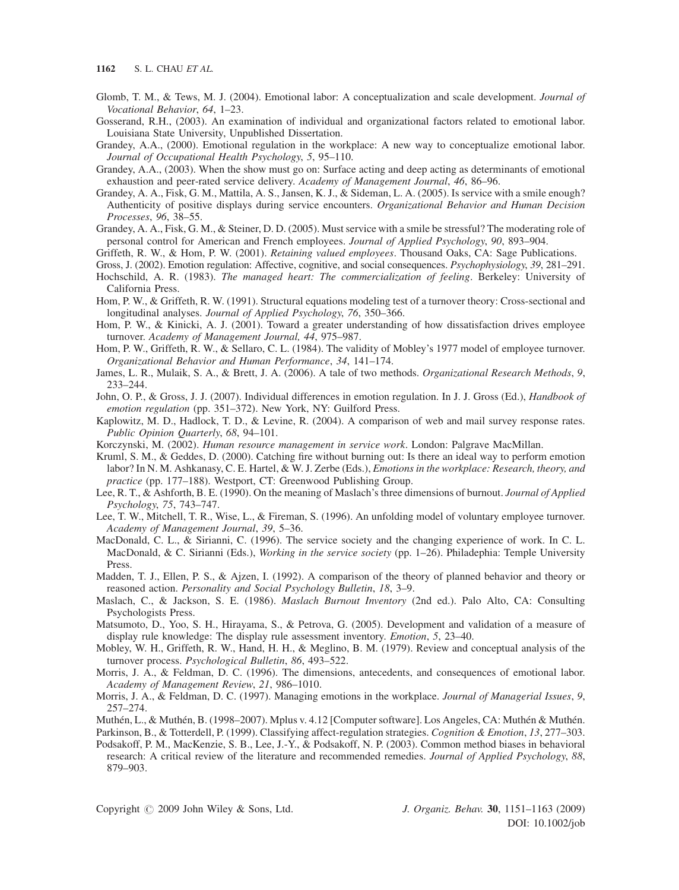Glomb, T. M., & Tews, M. J. (2004). Emotional labor: A conceptualization and scale development. *Journal of Vocational Behavior*, *64*, 1–23.

Gosserand, R.H., (2003). An examination of individual and organizational factors related to emotional labor. Louisiana State University, Unpublished Dissertation.

Grandey, A.A., (2000). Emotional regulation in the workplace: A new way to conceptualize emotional labor. *Journal of Occupational Health Psychology*, *5*, 95–110.

Grandey, A.A., (2003). When the show must go on: Surface acting and deep acting as determinants of emotional exhaustion and peer-rated service delivery. *Academy of Management Journal*, *46*, 86–96.

Grandey, A. A., Fisk, G. M., Mattila, A. S., Jansen, K. J., & Sideman, L. A. (2005). Is service with a smile enough? Authenticity of positive displays during service encounters. *Organizational Behavior and Human Decision Processes*, *96*, 38–55.

Grandey, A. A., Fisk, G. M., & Steiner, D. D. (2005). Must service with a smile be stressful? The moderating role of personal control for American and French employees. *Journal of Applied Psychology*, *90*, 893–904.

Griffeth, R. W., & Hom, P. W. (2001). *Retaining valued employees*. Thousand Oaks, CA: Sage Publications.

Gross, J. (2002). Emotion regulation: Affective, cognitive, and social consequences. *Psychophysiology*, *39*, 281–291.

Hochschild, A. R. (1983). *The managed heart: The commercialization of feeling*. Berkeley: University of California Press.

Hom, P. W., & Griffeth, R. W. (1991). Structural equations modeling test of a turnover theory: Cross-sectional and longitudinal analyses. *Journal of Applied Psychology*, *76*, 350–366.

Hom, P. W., & Kinicki, A. J. (2001). Toward a greater understanding of how dissatisfaction drives employee turnover. *Academy of Management Journal, 44*, 975–987.

Hom, P. W., Griffeth, R. W., & Sellaro, C. L. (1984). The validity of Mobley's 1977 model of employee turnover. *Organizational Behavior and Human Performance*, *34*, 141–174.

James, L. R., Mulaik, S. A., & Brett, J. A. (2006). A tale of two methods. *Organizational Research Methods*, *9*, 233–244.

John, O. P., & Gross, J. J. (2007). Individual differences in emotion regulation. In J. J. Gross (Ed.), *Handbook of emotion regulation* (pp. 351–372). New York, NY: Guilford Press.

Kaplowitz, M. D., Hadlock, T. D., & Levine, R. (2004). A comparison of web and mail survey response rates. *Public Opinion Quarterly*, *68*, 94–101.

Korczynski, M. (2002). *Human resource management in service work*. London: Palgrave MacMillan.

Kruml, S. M., & Geddes, D. (2000). Catching fire without burning out: Is there an ideal way to perform emotion labor? In N. M. Ashkanasy, C. E. Hartel, & W. J. Zerbe (Eds.), *Emotions in the workplace: Research, theory, and practice* (pp. 177–188). Westport, CT: Greenwood Publishing Group.

Lee, R. T., & Ashforth, B. E. (1990). On the meaning of Maslach's three dimensions of burnout. *Journal of Applied Psychology*, *75*, 743–747.

Lee, T. W., Mitchell, T. R., Wise, L., & Fireman, S. (1996). An unfolding model of voluntary employee turnover. *Academy of Management Journal*, *39*, 5–36.

MacDonald, C. L., & Sirianni, C. (1996). The service society and the changing experience of work. In C. L. MacDonald, & C. Sirianni (Eds.), *Working in the service society* (pp. 1–26). Philadephia: Temple University Press.

Madden, T. J., Ellen, P. S., & Ajzen, I. (1992). A comparison of the theory of planned behavior and theory or reasoned action. *Personality and Social Psychology Bulletin*, *18*, 3–9.

Maslach, C., & Jackson, S. E. (1986). *Maslach Burnout Inventory* (2nd ed.). Palo Alto, CA: Consulting Psychologists Press.

Matsumoto, D., Yoo, S. H., Hirayama, S., & Petrova, G. (2005). Development and validation of a measure of display rule knowledge: The display rule assessment inventory. *Emotion*, *5*, 23–40.

Mobley, W. H., Griffeth, R. W., Hand, H. H., & Meglino, B. M. (1979). Review and conceptual analysis of the turnover process. *Psychological Bulletin*, *86*, 493–522.

Morris, J. A., & Feldman, D. C. (1996). The dimensions, antecedents, and consequences of emotional labor. *Academy of Management Review*, *21*, 986–1010.

Morris, J. A., & Feldman, D. C. (1997). Managing emotions in the workplace. *Journal of Managerial Issues*, *9*, 257–274.

Muthén, L., & Muthén, B. (1998–2007). Mplus v. 4.12 [Computer software]. Los Angeles, CA: Muthén & Muthén.

Parkinson, B., & Totterdell, P. (1999). Classifying affect-regulation strategies. *Cognition & Emotion*, *13*, 277–303.

Podsakoff, P. M., MacKenzie, S. B., Lee, J.-Y., & Podsakoff, N. P. (2003). Common method biases in behavioral research: A critical review of the literature and recommended remedies. *Journal of Applied Psychology*, *88*, 879–903.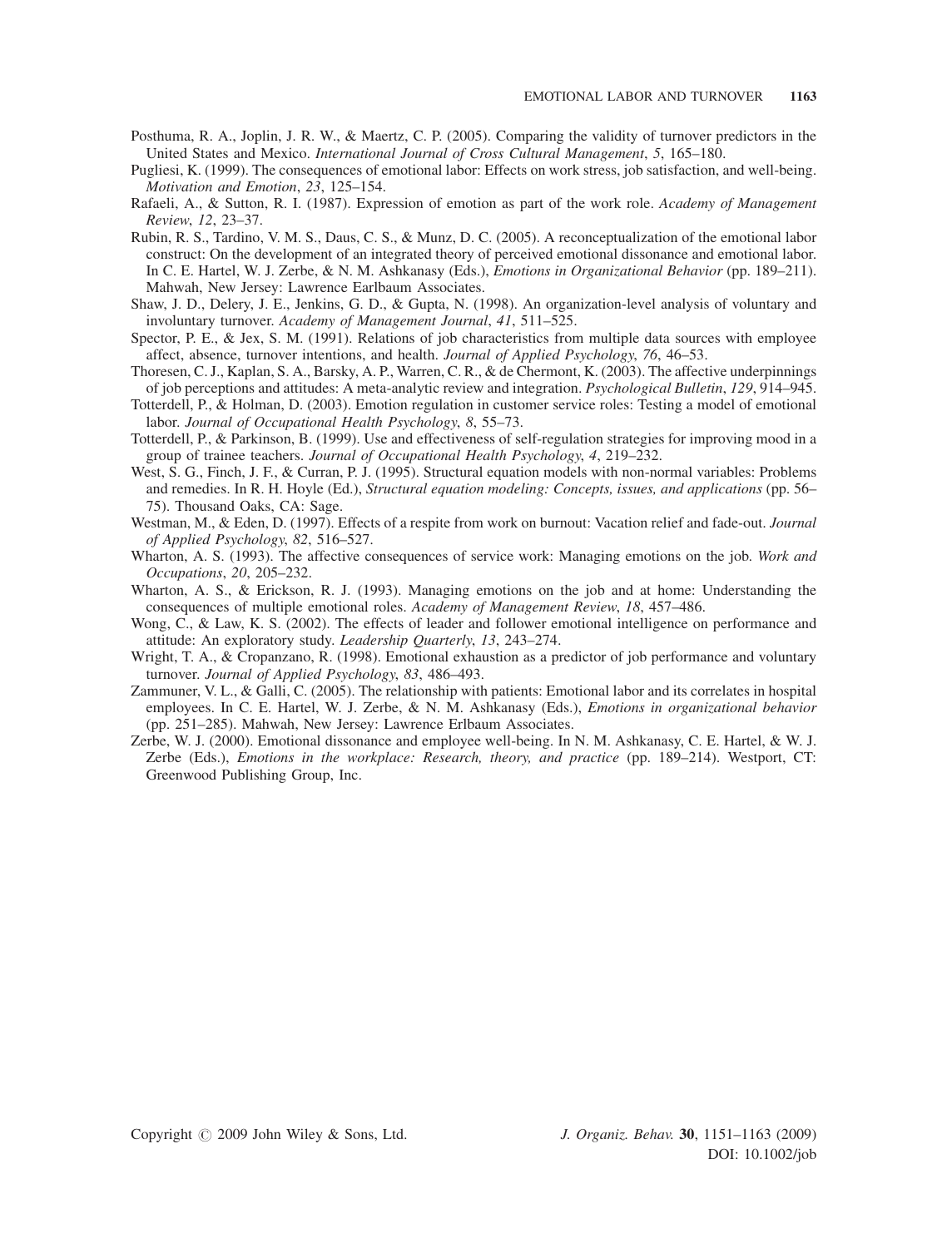Posthuma, R. A., Joplin, J. R. W., & Maertz, C. P. (2005). Comparing the validity of turnover predictors in the United States and Mexico. *International Journal of Cross Cultural Management*, *5*, 165–180.

Pugliesi, K. (1999). The consequences of emotional labor: Effects on work stress, job satisfaction, and well-being. *Motivation and Emotion*, *23*, 125–154.

Rafaeli, A., & Sutton, R. I. (1987). Expression of emotion as part of the work role. *Academy of Management Review*, *12*, 23–37.

Rubin, R. S., Tardino, V. M. S., Daus, C. S., & Munz, D. C. (2005). A reconceptualization of the emotional labor construct: On the development of an integrated theory of perceived emotional dissonance and emotional labor. In C. E. Hartel, W. J. Zerbe, & N. M. Ashkanasy (Eds.), *Emotions in Organizational Behavior* (pp. 189–211). Mahwah, New Jersey: Lawrence Earlbaum Associates.

Shaw, J. D., Delery, J. E., Jenkins, G. D., & Gupta, N. (1998). An organization-level analysis of voluntary and involuntary turnover. *Academy of Management Journal*, *41*, 511–525.

Spector, P. E., & Jex, S. M. (1991). Relations of job characteristics from multiple data sources with employee affect, absence, turnover intentions, and health. *Journal of Applied Psychology*, *76*, 46–53.

Thoresen, C. J., Kaplan, S. A., Barsky, A. P., Warren, C. R., & de Chermont, K. (2003). The affective underpinnings of job perceptions and attitudes: A meta-analytic review and integration. *Psychological Bulletin*, *129*, 914–945.

Totterdell, P., & Holman, D. (2003). Emotion regulation in customer service roles: Testing a model of emotional labor. *Journal of Occupational Health Psychology*, *8*, 55–73.

Totterdell, P., & Parkinson, B. (1999). Use and effectiveness of self-regulation strategies for improving mood in a group of trainee teachers. *Journal of Occupational Health Psychology*, *4*, 219–232.

West, S. G., Finch, J. F., & Curran, P. J. (1995). Structural equation models with non-normal variables: Problems and remedies. In R. H. Hoyle (Ed.), *Structural equation modeling: Concepts, issues, and applications* (pp. 56–75). Thousand Oaks, CA: Sage.

Westman, M., & Eden, D. (1997). Effects of a respite from work on burnout: Vacation relief and fade-out. *Journal of Applied Psychology*, *82*, 516–527.

Wharton, A. S. (1993). The affective consequences of service work: Managing emotions on the job. *Work and Occupations*, *20*, 205–232.

Wharton, A. S., & Erickson, R. J. (1993). Managing emotions on the job and at home: Understanding the consequences of multiple emotional roles. *Academy of Management Review*, *18*, 457–486.

Wong, C., & Law, K. S. (2002). The effects of leader and follower emotional intelligence on performance and attitude: An exploratory study. *Leadership Quarterly*, *13*, 243–274.

Wright, T. A., & Cropanzano, R. (1998). Emotional exhaustion as a predictor of job performance and voluntary turnover. *Journal of Applied Psychology*, *83*, 486–493.

Zammuner, V. L., & Galli, C. (2005). The relationship with patients: Emotional labor and its correlates in hospital employees. In C. E. Hartel, W. J. Zerbe, & N. M. Ashkanasy (Eds.), *Emotions in organizational behavior* (pp. 251–285). Mahwah, New Jersey: Lawrence Erlbaum Associates.

Zerbe, W. J. (2000). Emotional dissonance and employee well-being. In N. M. Ashkanasy, C. E. Hartel, & W. J. Zerbe (Eds.), *Emotions in the workplace: Research, theory, and practice* (pp. 189–214). Westport, CT: Greenwood Publishing Group, Inc.